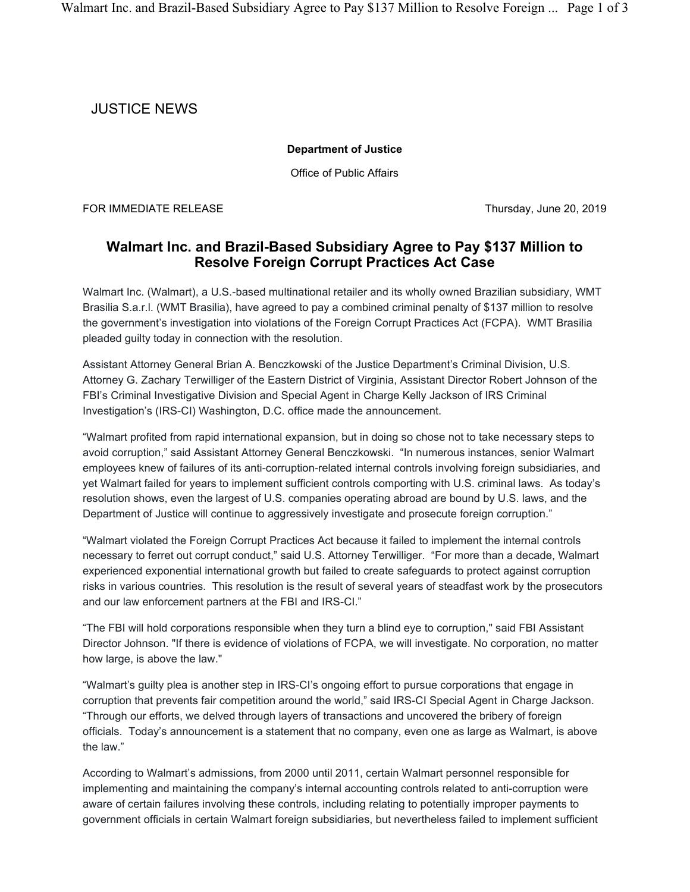JUSTICE NEWS

**Department of Justice**

Office of Public Affairs

FOR IMMEDIATE RELEASE Thursday, June 20, 2019

## Walmart Inc. and Brazil-Based Subsidiary Agree to Pay $137 Million to Resolve Foreign Corrupt Practices Act Case

Walmart Inc. (Walmart), a U.S.-based multinational retailer and its wholly owned Brazilian subsidiary, WMT Brasilia S.a.r.l. (WMT Brasilia), have agreed to pay a combined criminal penalty of $137 million to resolve the government's investigation into violations of the Foreign Corrupt Practices Act (FCPA). WMT Brasilia pleaded guilty today in connection with the resolution.

Assistant Attorney General Brian A. Benczkowski of the Justice Department's Criminal Division, U.S. Attorney G. Zachary Terwilliger of the Eastern District of Virginia, Assistant Director Robert Johnson of the FBI's Criminal Investigative Division and Special Agent in Charge Kelly Jackson of IRS Criminal Investigation's (IRS-CI) Washington, D.C. office made the announcement.

"Walmart profited from rapid international expansion, but in doing so chose not to take necessary steps to avoid corruption," said Assistant Attorney General Benczkowski. "In numerous instances, senior Walmart employees knew of failures of its anti-corruption-related internal controls involving foreign subsidiaries, and yet Walmart failed for years to implement sufficient controls comporting with U.S. criminal laws. As today's resolution shows, even the largest of U.S. companies operating abroad are bound by U.S. laws, and the Department of Justice will continue to aggressively investigate and prosecute foreign corruption."

"Walmart violated the Foreign Corrupt Practices Act because it failed to implement the internal controls necessary to ferret out corrupt conduct," said U.S. Attorney Terwilliger. "For more than a decade, Walmart experienced exponential international growth but failed to create safeguards to protect against corruption risks in various countries. This resolution is the result of several years of steadfast work by the prosecutors and our law enforcement partners at the FBI and IRS-CI."

"The FBI will hold corporations responsible when they turn a blind eye to corruption," said FBI Assistant Director Johnson. "If there is evidence of violations of FCPA, we will investigate. No corporation, no matter how large, is above the law."

"Walmart's guilty plea is another step in IRS-CI's ongoing effort to pursue corporations that engage in corruption that prevents fair competition around the world," said IRS-CI Special Agent in Charge Jackson. "Through our efforts, we delved through layers of transactions and uncovered the bribery of foreign officials. Today's announcement is a statement that no company, even one as large as Walmart, is above the law."

According to Walmart's admissions, from 2000 until 2011, certain Walmart personnel responsible for implementing and maintaining the company's internal accounting controls related to anti-corruption were aware of certain failures involving these controls, including relating to potentially improper payments to government officials in certain Walmart foreign subsidiaries, but nevertheless failed to implement sufficient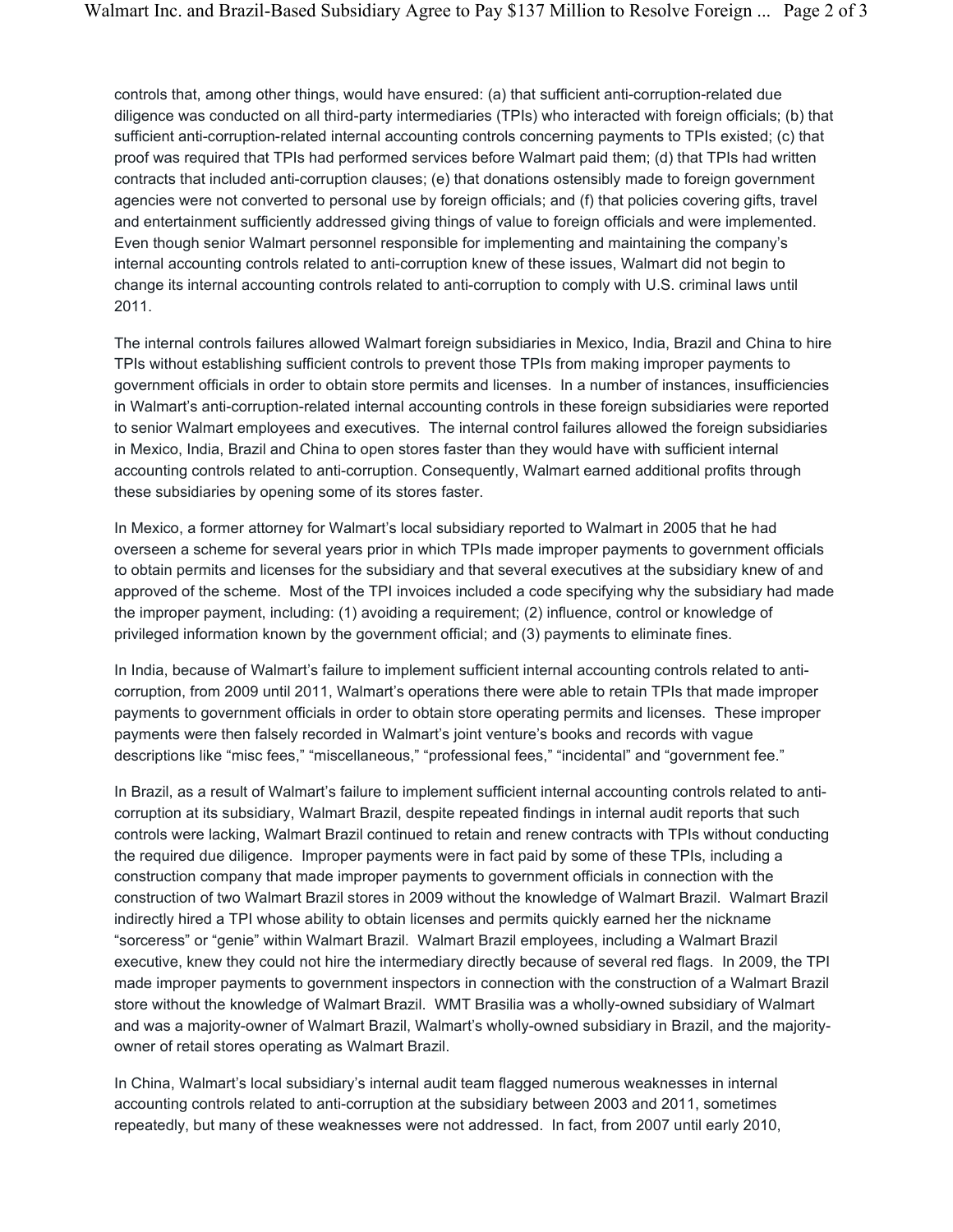controls that, among other things, would have ensured: (a) that sufficient anti-corruption-related due diligence was conducted on all third-party intermediaries (TPIs) who interacted with foreign officials; (b) that sufficient anti-corruption-related internal accounting controls concerning payments to TPIs existed; (c) that proof was required that TPIs had performed services before Walmart paid them; (d) that TPIs had written contracts that included anti-corruption clauses; (e) that donations ostensibly made to foreign government agencies were not converted to personal use by foreign officials; and (f) that policies covering gifts, travel and entertainment sufficiently addressed giving things of value to foreign officials and were implemented. Even though senior Walmart personnel responsible for implementing and maintaining the company's internal accounting controls related to anti-corruption knew of these issues, Walmart did not begin to change its internal accounting controls related to anti-corruption to comply with U.S. criminal laws until 2011.

The internal controls failures allowed Walmart foreign subsidiaries in Mexico, India, Brazil and China to hire TPIs without establishing sufficient controls to prevent those TPIs from making improper payments to government officials in order to obtain store permits and licenses. In a number of instances, insufficiencies in Walmart's anti-corruption-related internal accounting controls in these foreign subsidiaries were reported to senior Walmart employees and executives. The internal control failures allowed the foreign subsidiaries in Mexico, India, Brazil and China to open stores faster than they would have with sufficient internal accounting controls related to anti-corruption. Consequently, Walmart earned additional profits through these subsidiaries by opening some of its stores faster.

In Mexico, a former attorney for Walmart's local subsidiary reported to Walmart in 2005 that he had overseen a scheme for several years prior in which TPIs made improper payments to government officials to obtain permits and licenses for the subsidiary and that several executives at the subsidiary knew of and approved of the scheme. Most of the TPI invoices included a code specifying why the subsidiary had made the improper payment, including: (1) avoiding a requirement; (2) influence, control or knowledge of privileged information known by the government official; and (3) payments to eliminate fines.

In India, because of Walmart's failure to implement sufficient internal accounting controls related to anti-corruption, from 2009 until 2011, Walmart's operations there were able to retain TPIs that made improper payments to government officials in order to obtain store operating permits and licenses. These improper payments were then falsely recorded in Walmart's joint venture's books and records with vague descriptions like "misc fees," "miscellaneous," "professional fees," "incidental" and "government fee."

In Brazil, as a result of Walmart's failure to implement sufficient internal accounting controls related to anti-corruption at its subsidiary, Walmart Brazil, despite repeated findings in internal audit reports that such controls were lacking, Walmart Brazil continued to retain and renew contracts with TPIs without conducting the required due diligence. Improper payments were in fact paid by some of these TPIs, including a construction company that made improper payments to government officials in connection with the construction of two Walmart Brazil stores in 2009 without the knowledge of Walmart Brazil. Walmart Brazil indirectly hired a TPI whose ability to obtain licenses and permits quickly earned her the nickname "sorceress" or "genie" within Walmart Brazil. Walmart Brazil employees, including a Walmart Brazil executive, knew they could not hire the intermediary directly because of several red flags. In 2009, the TPI made improper payments to government inspectors in connection with the construction of a Walmart Brazil store without the knowledge of Walmart Brazil. WMT Brasilia was a wholly-owned subsidiary of Walmart and was a majority-owner of Walmart Brazil, Walmart's wholly-owned subsidiary in Brazil, and the majority-owner of retail stores operating as Walmart Brazil.

In China, Walmart's local subsidiary's internal audit team flagged numerous weaknesses in internal accounting controls related to anti-corruption at the subsidiary between 2003 and 2011, sometimes repeatedly, but many of these weaknesses were not addressed. In fact, from 2007 until early 2010,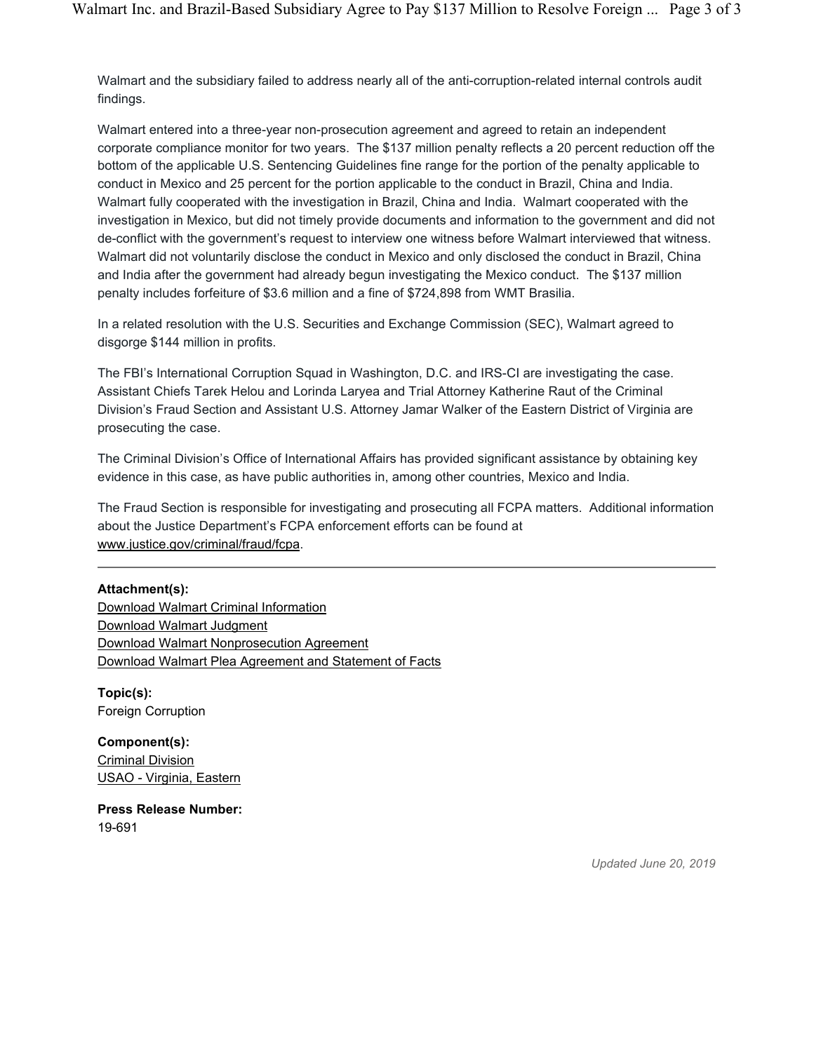Walmart and the subsidiary failed to address nearly all of the anti-corruption-related internal controls audit findings.

Walmart entered into a three-year non-prosecution agreement and agreed to retain an independent corporate compliance monitor for two years. The $137 million penalty reflects a 20 percent reduction off the bottom of the applicable U.S. Sentencing Guidelines fine range for the portion of the penalty applicable to conduct in Mexico and 25 percent for the portion applicable to the conduct in Brazil, China and India. Walmart fully cooperated with the investigation in Brazil, China and India. Walmart cooperated with the investigation in Mexico, but did not timely provide documents and information to the government and did not de-conflict with the government's request to interview one witness before Walmart interviewed that witness. Walmart did not voluntarily disclose the conduct in Mexico and only disclosed the conduct in Brazil, China and India after the government had already begun investigating the Mexico conduct. The $137 million penalty includes forfeiture of $3.6 million and a fine of $724,898 from WMT Brasilia.

In a related resolution with the U.S. Securities and Exchange Commission (SEC), Walmart agreed to disgorge $144 million in profits.

The FBI's International Corruption Squad in Washington, D.C. and IRS-CI are investigating the case. Assistant Chiefs Tarek Helou and Lorinda Laryea and Trial Attorney Katherine Raut of the Criminal Division's Fraud Section and Assistant U.S. Attorney Jamar Walker of the Eastern District of Virginia are prosecuting the case.

The Criminal Division's Office of International Affairs has provided significant assistance by obtaining key evidence in this case, as have public authorities in, among other countries, Mexico and India.

The Fraud Section is responsible for investigating and prosecuting all FCPA matters. Additional information about the Justice Department's FCPA enforcement efforts can be found at www.justice.gov/criminal/fraud/fcpa.

---

**Attachment(s):**
Download Walmart Criminal Information
Download Walmart Judgment
Download Walmart Nonprosecution Agreement
Download Walmart Plea Agreement and Statement of Facts

**Topic(s):**
Foreign Corruption

**Component(s):**
Criminal Division
USAO - Virginia, Eastern

**Press Release Number:**
19-691

*Updated June 20, 2019*